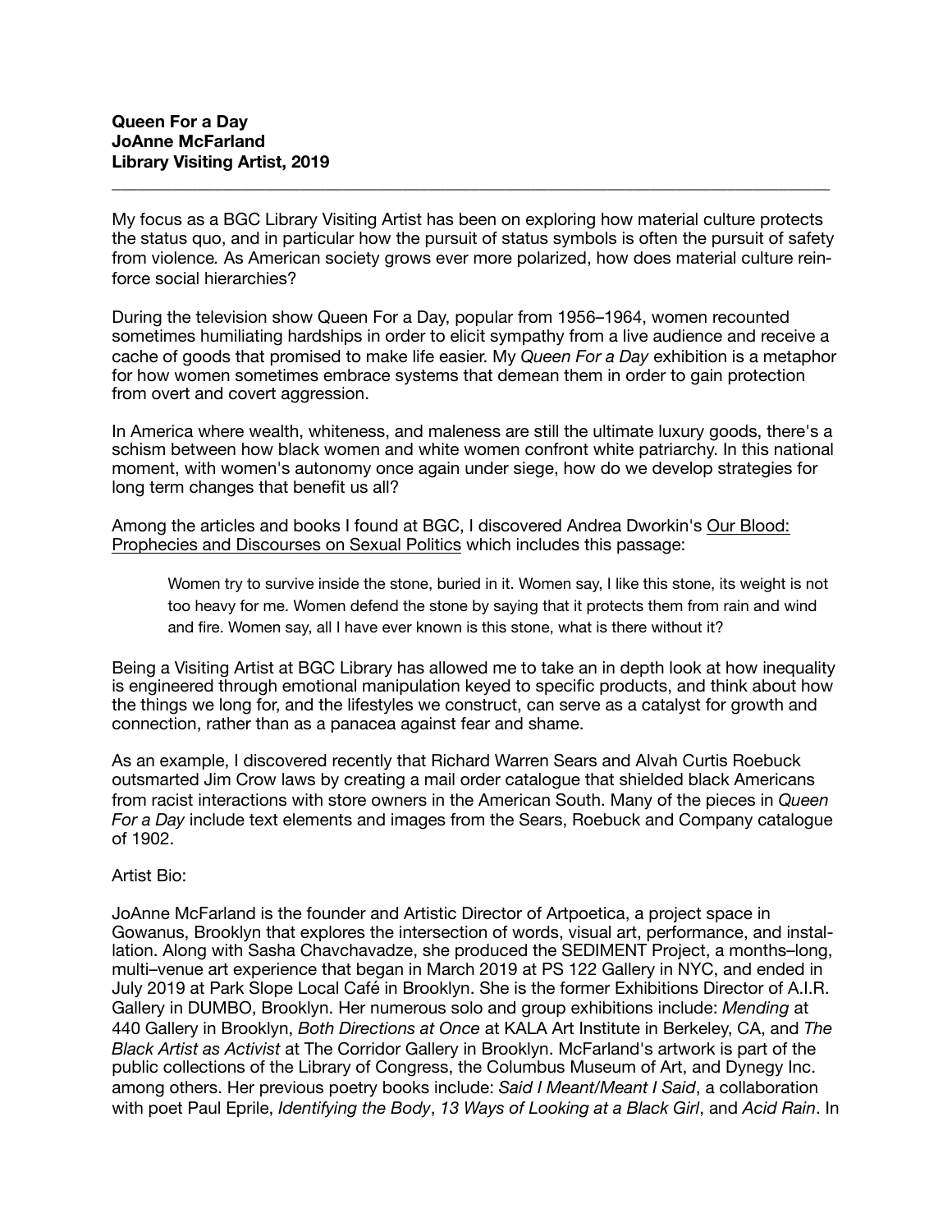**Queen For a Day**
**JoAnne McFarland**
**Library Visiting Artist, 2019**

---

My focus as a BGC Library Visiting Artist has been on exploring how material culture protects the status quo, and in particular how the pursuit of status symbols is often the pursuit of safety from violence. As American society grows ever more polarized, how does material culture reinforce social hierarchies?

During the television show Queen For a Day, popular from 1956–1964, women recounted sometimes humiliating hardships in order to elicit sympathy from a live audience and receive a cache of goods that promised to make life easier. My *Queen For a Day* exhibition is a metaphor for how women sometimes embrace systems that demean them in order to gain protection from overt and covert aggression.

In America where wealth, whiteness, and maleness are still the ultimate luxury goods, there's a schism between how black women and white women confront white patriarchy. In this national moment, with women's autonomy once again under siege, how do we develop strategies for long term changes that benefit us all?

Among the articles and books I found at BGC, I discovered Andrea Dworkin's <u>Our Blood: Prophecies and Discourses on Sexual Politics</u> which includes this passage:

> Women try to survive inside the stone, buried in it. Women say, I like this stone, its weight is not too heavy for me. Women defend the stone by saying that it protects them from rain and wind and fire. Women say, all I have ever known is this stone, what is there without it?

Being a Visiting Artist at BGC Library has allowed me to take an in depth look at how inequality is engineered through emotional manipulation keyed to specific products, and think about how the things we long for, and the lifestyles we construct, can serve as a catalyst for growth and connection, rather than as a panacea against fear and shame.

As an example, I discovered recently that Richard Warren Sears and Alvah Curtis Roebuck outsmarted Jim Crow laws by creating a mail order catalogue that shielded black Americans from racist interactions with store owners in the American South. Many of the pieces in *Queen For a Day* include text elements and images from the Sears, Roebuck and Company catalogue of 1902.

Artist Bio:

JoAnne McFarland is the founder and Artistic Director of Artpoetica, a project space in Gowanus, Brooklyn that explores the intersection of words, visual art, performance, and installation. Along with Sasha Chavchavadze, she produced the SEDIMENT Project, a months–long, multi–venue art experience that began in March 2019 at PS 122 Gallery in NYC, and ended in July 2019 at Park Slope Local Café in Brooklyn. She is the former Exhibitions Director of A.I.R. Gallery in DUMBO, Brooklyn. Her numerous solo and group exhibitions include: *Mending* at 440 Gallery in Brooklyn, *Both Directions at Once* at KALA Art Institute in Berkeley, CA, and *The Black Artist as Activist* at The Corridor Gallery in Brooklyn. McFarland's artwork is part of the public collections of the Library of Congress, the Columbus Museum of Art, and Dynegy Inc. among others. Her previous poetry books include: *Said I Meant/Meant I Said*, a collaboration with poet Paul Eprile, *Identifying the Body*, *13 Ways of Looking at a Black Girl*, and *Acid Rain*. In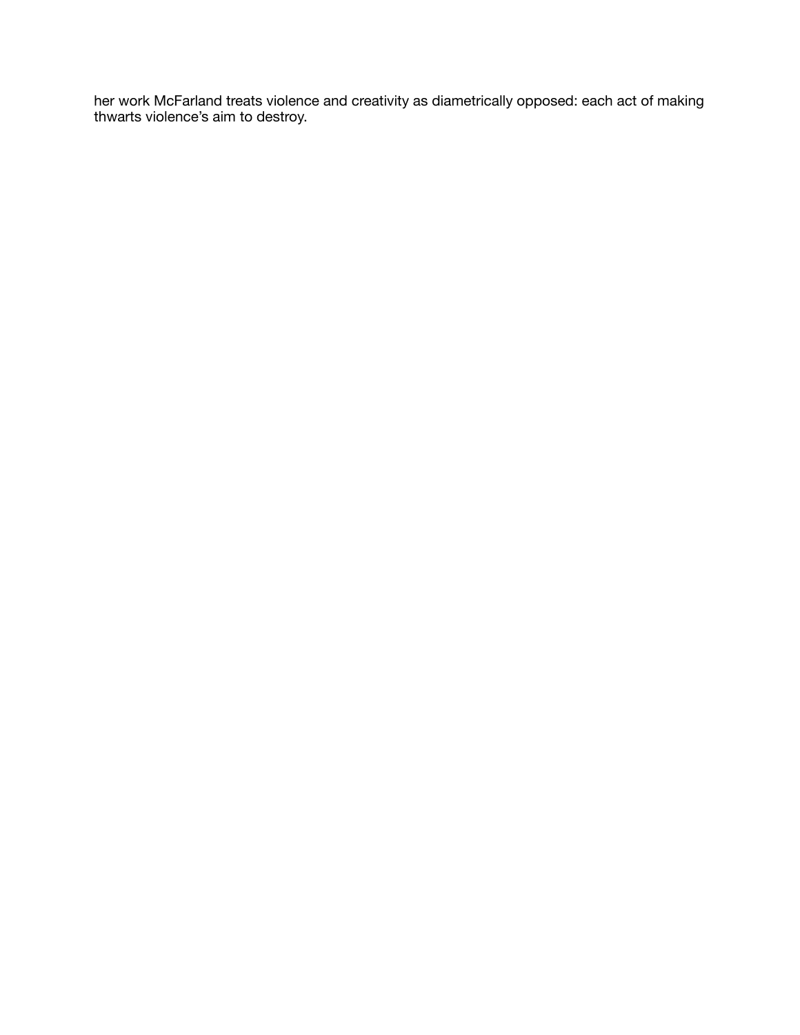her work McFarland treats violence and creativity as diametrically opposed: each act of making thwarts violence's aim to destroy.